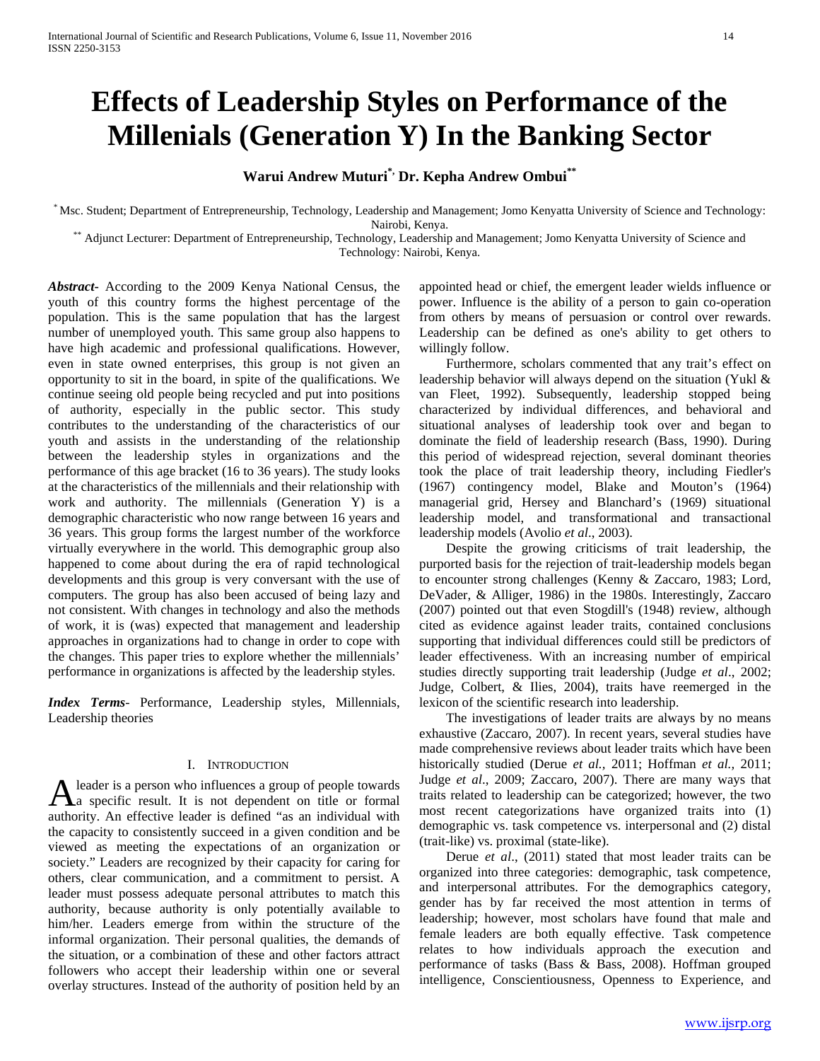# Effects of Leadership Styles on Performance of the Millenials (Generation Y) In the Banking Sector

**Warui Andrew Muturi[*], Dr. Kepha Andrew Ombui[**]**

[*] Msc. Student; Department of Entrepreneurship, Technology, Leadership and Management; Jomo Kenyatta University of Science and Technology: Nairobi, Kenya.

[**] Adjunct Lecturer: Department of Entrepreneurship, Technology, Leadership and Management; Jomo Kenyatta University of Science and Technology: Nairobi, Kenya.

***Abstract***- According to the 2009 Kenya National Census, the youth of this country forms the highest percentage of the population. This is the same population that has the largest number of unemployed youth. This same group also happens to have high academic and professional qualifications. However, even in state owned enterprises, this group is not given an opportunity to sit in the board, in spite of the qualifications. We continue seeing old people being recycled and put into positions of authority, especially in the public sector. This study contributes to the understanding of the characteristics of our youth and assists in the understanding of the relationship between the leadership styles in organizations and the performance of this age bracket (16 to 36 years). The study looks at the characteristics of the millennials and their relationship with work and authority. The millennials (Generation Y) is a demographic characteristic who now range between 16 years and 36 years. This group forms the largest number of the workforce virtually everywhere in the world. This demographic group also happened to come about during the era of rapid technological developments and this group is very conversant with the use of computers. The group has also been accused of being lazy and not consistent. With changes in technology and also the methods of work, it is (was) expected that management and leadership approaches in organizations had to change in order to cope with the changes. This paper tries to explore whether the millennials' performance in organizations is affected by the leadership styles.

***Index Terms***- Performance, Leadership styles, Millennials, Leadership theories

## I. Introduction

A leader is a person who influences a group of people towards a specific result. It is not dependent on title or formal authority. An effective leader is defined "as an individual with the capacity to consistently succeed in a given condition and be viewed as meeting the expectations of an organization or society." Leaders are recognized by their capacity for caring for others, clear communication, and a commitment to persist. A leader must possess adequate personal attributes to match this authority, because authority is only potentially available to him/her. Leaders emerge from within the structure of the informal organization. Their personal qualities, the demands of the situation, or a combination of these and other factors attract followers who accept their leadership within one or several overlay structures. Instead of the authority of position held by an appointed head or chief, the emergent leader wields influence or power. Influence is the ability of a person to gain co-operation from others by means of persuasion or control over rewards. Leadership can be defined as one's ability to get others to willingly follow.

Furthermore, scholars commented that any trait's effect on leadership behavior will always depend on the situation (Yukl & van Fleet, 1992). Subsequently, leadership stopped being characterized by individual differences, and behavioral and situational analyses of leadership took over and began to dominate the field of leadership research (Bass, 1990). During this period of widespread rejection, several dominant theories took the place of trait leadership theory, including Fiedler's (1967) contingency model, Blake and Mouton's (1964) managerial grid, Hersey and Blanchard's (1969) situational leadership model, and transformational and transactional leadership models (Avolio *et al*., 2003).

Despite the growing criticisms of trait leadership, the purported basis for the rejection of trait-leadership models began to encounter strong challenges (Kenny & Zaccaro, 1983; Lord, DeVader, & Alliger, 1986) in the 1980s. Interestingly, Zaccaro (2007) pointed out that even Stogdill's (1948) review, although cited as evidence against leader traits, contained conclusions supporting that individual differences could still be predictors of leader effectiveness. With an increasing number of empirical studies directly supporting trait leadership (Judge *et al*., 2002; Judge, Colbert, & Ilies, 2004), traits have reemerged in the lexicon of the scientific research into leadership.

The investigations of leader traits are always by no means exhaustive (Zaccaro, 2007). In recent years, several studies have made comprehensive reviews about leader traits which have been historically studied (Derue *et al.,* 2011; Hoffman *et al.,* 2011; Judge *et al*., 2009; Zaccaro, 2007). There are many ways that traits related to leadership can be categorized; however, the two most recent categorizations have organized traits into (1) demographic vs. task competence vs. interpersonal and (2) distal (trait-like) vs. proximal (state-like).

Derue *et al*., (2011) stated that most leader traits can be organized into three categories: demographic, task competence, and interpersonal attributes. For the demographics category, gender has by far received the most attention in terms of leadership; however, most scholars have found that male and female leaders are both equally effective. Task competence relates to how individuals approach the execution and performance of tasks (Bass & Bass, 2008). Hoffman grouped intelligence, Conscientiousness, Openness to Experience, and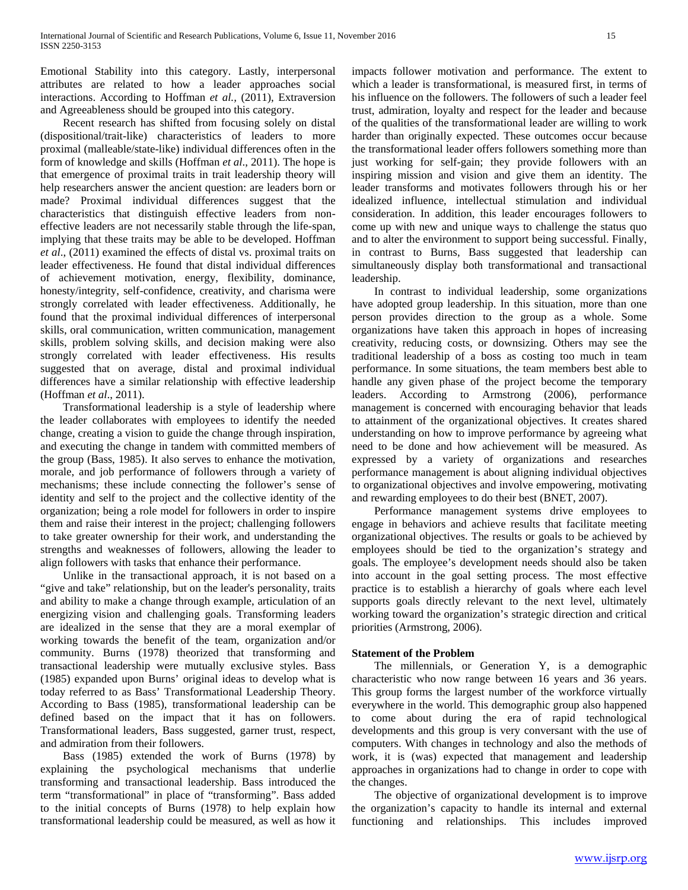Emotional Stability into this category. Lastly, interpersonal attributes are related to how a leader approaches social interactions. According to Hoffman *et al.,* (2011), Extraversion and Agreeableness should be grouped into this category.

Recent research has shifted from focusing solely on distal (dispositional/trait-like) characteristics of leaders to more proximal (malleable/state-like) individual differences often in the form of knowledge and skills (Hoffman *et al*., 2011). The hope is that emergence of proximal traits in trait leadership theory will help researchers answer the ancient question: are leaders born or made? Proximal individual differences suggest that the characteristics that distinguish effective leaders from non-effective leaders are not necessarily stable through the life-span, implying that these traits may be able to be developed. Hoffman *et al*., (2011) examined the effects of distal vs. proximal traits on leader effectiveness. He found that distal individual differences of achievement motivation, energy, flexibility, dominance, honesty/integrity, self-confidence, creativity, and charisma were strongly correlated with leader effectiveness. Additionally, he found that the proximal individual differences of interpersonal skills, oral communication, written communication, management skills, problem solving skills, and decision making were also strongly correlated with leader effectiveness. His results suggested that on average, distal and proximal individual differences have a similar relationship with effective leadership (Hoffman *et al*., 2011).

Transformational leadership is a style of leadership where the leader collaborates with employees to identify the needed change, creating a vision to guide the change through inspiration, and executing the change in tandem with committed members of the group (Bass, 1985). It also serves to enhance the motivation, morale, and job performance of followers through a variety of mechanisms; these include connecting the follower's sense of identity and self to the project and the collective identity of the organization; being a role model for followers in order to inspire them and raise their interest in the project; challenging followers to take greater ownership for their work, and understanding the strengths and weaknesses of followers, allowing the leader to align followers with tasks that enhance their performance.

Unlike in the transactional approach, it is not based on a "give and take" relationship, but on the leader's personality, traits and ability to make a change through example, articulation of an energizing vision and challenging goals. Transforming leaders are idealized in the sense that they are a moral exemplar of working towards the benefit of the team, organization and/or community. Burns (1978) theorized that transforming and transactional leadership were mutually exclusive styles. Bass (1985) expanded upon Burns' original ideas to develop what is today referred to as Bass' Transformational Leadership Theory. According to Bass (1985), transformational leadership can be defined based on the impact that it has on followers. Transformational leaders, Bass suggested, garner trust, respect, and admiration from their followers.

Bass (1985) extended the work of Burns (1978) by explaining the psychological mechanisms that underlie transforming and transactional leadership. Bass introduced the term "transformational" in place of "transforming". Bass added to the initial concepts of Burns (1978) to help explain how transformational leadership could be measured, as well as how it impacts follower motivation and performance. The extent to which a leader is transformational, is measured first, in terms of his influence on the followers. The followers of such a leader feel trust, admiration, loyalty and respect for the leader and because of the qualities of the transformational leader are willing to work harder than originally expected. These outcomes occur because the transformational leader offers followers something more than just working for self-gain; they provide followers with an inspiring mission and vision and give them an identity. The leader transforms and motivates followers through his or her idealized influence, intellectual stimulation and individual consideration. In addition, this leader encourages followers to come up with new and unique ways to challenge the status quo and to alter the environment to support being successful. Finally, in contrast to Burns, Bass suggested that leadership can simultaneously display both transformational and transactional leadership.

In contrast to individual leadership, some organizations have adopted group leadership. In this situation, more than one person provides direction to the group as a whole. Some organizations have taken this approach in hopes of increasing creativity, reducing costs, or downsizing. Others may see the traditional leadership of a boss as costing too much in team performance. In some situations, the team members best able to handle any given phase of the project become the temporary leaders. According to Armstrong (2006), performance management is concerned with encouraging behavior that leads to attainment of the organizational objectives. It creates shared understanding on how to improve performance by agreeing what need to be done and how achievement will be measured. As expressed by a variety of organizations and researches performance management is about aligning individual objectives to organizational objectives and involve empowering, motivating and rewarding employees to do their best (BNET, 2007).

Performance management systems drive employees to engage in behaviors and achieve results that facilitate meeting organizational objectives. The results or goals to be achieved by employees should be tied to the organization's strategy and goals. The employee's development needs should also be taken into account in the goal setting process. The most effective practice is to establish a hierarchy of goals where each level supports goals directly relevant to the next level, ultimately working toward the organization's strategic direction and critical priorities (Armstrong, 2006).

### Statement of the Problem

The millennials, or Generation Y, is a demographic characteristic who now range between 16 years and 36 years. This group forms the largest number of the workforce virtually everywhere in the world. This demographic group also happened to come about during the era of rapid technological developments and this group is very conversant with the use of computers. With changes in technology and also the methods of work, it is (was) expected that management and leadership approaches in organizations had to change in order to cope with the changes.

The objective of organizational development is to improve the organization's capacity to handle its internal and external functioning and relationships. This includes improved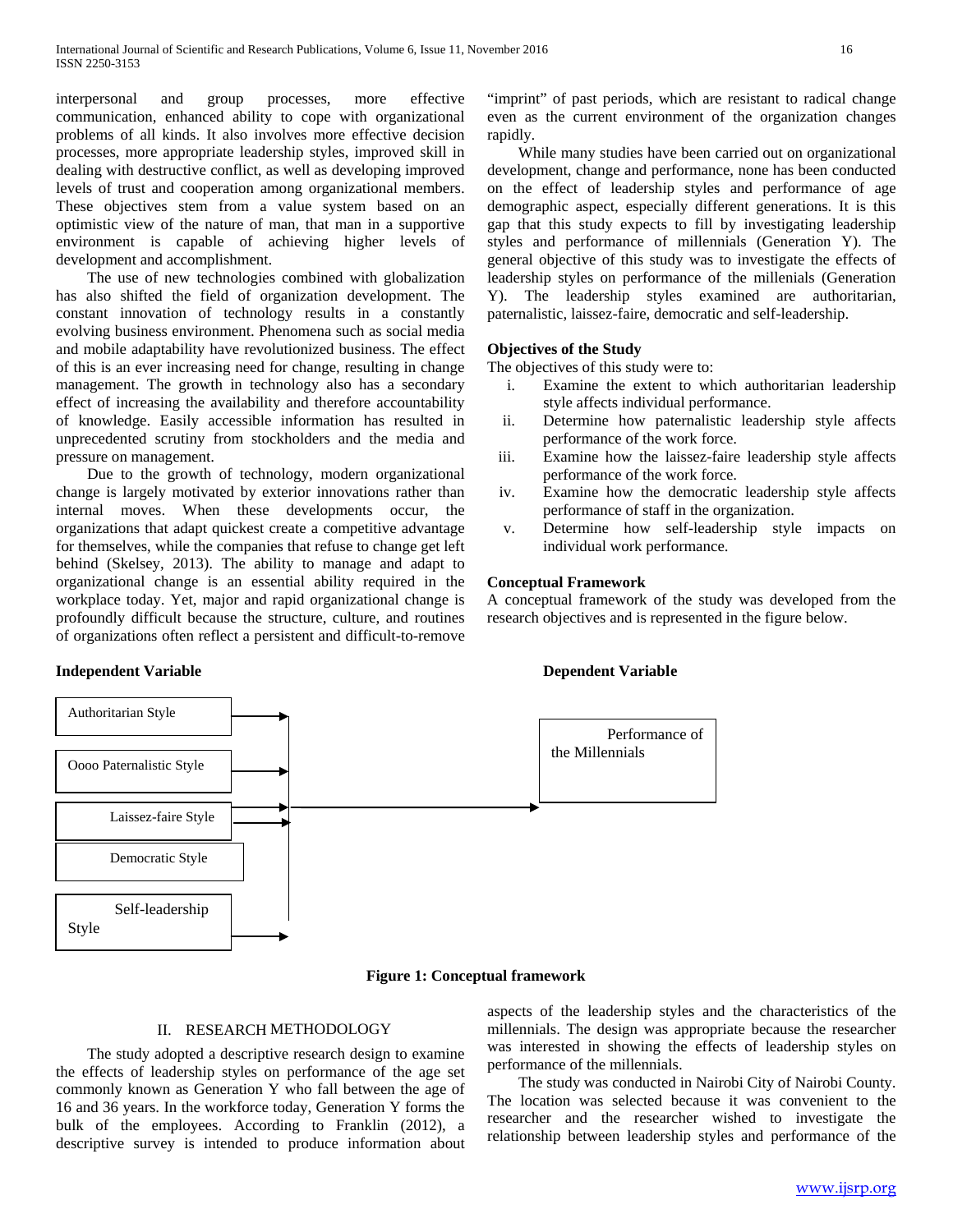interpersonal and group processes, more effective communication, enhanced ability to cope with organizational problems of all kinds. It also involves more effective decision processes, more appropriate leadership styles, improved skill in dealing with destructive conflict, as well as developing improved levels of trust and cooperation among organizational members. These objectives stem from a value system based on an optimistic view of the nature of man, that man in a supportive environment is capable of achieving higher levels of development and accomplishment.

The use of new technologies combined with globalization has also shifted the field of organization development. The constant innovation of technology results in a constantly evolving business environment. Phenomena such as social media and mobile adaptability have revolutionized business. The effect of this is an ever increasing need for change, resulting in change management. The growth in technology also has a secondary effect of increasing the availability and therefore accountability of knowledge. Easily accessible information has resulted in unprecedented scrutiny from stockholders and the media and pressure on management.

Due to the growth of technology, modern organizational change is largely motivated by exterior innovations rather than internal moves. When these developments occur, the organizations that adapt quickest create a competitive advantage for themselves, while the companies that refuse to change get left behind (Skelsey, 2013). The ability to manage and adapt to organizational change is an essential ability required in the workplace today. Yet, major and rapid organizational change is profoundly difficult because the structure, culture, and routines of organizations often reflect a persistent and difficult-to-remove "imprint" of past periods, which are resistant to radical change even as the current environment of the organization changes rapidly.

While many studies have been carried out on organizational development, change and performance, none has been conducted on the effect of leadership styles and performance of age demographic aspect, especially different generations. It is this gap that this study expects to fill by investigating leadership styles and performance of millennials (Generation Y). The general objective of this study was to investigate the effects of leadership styles on performance of the millenials (Generation Y). The leadership styles examined are authoritarian, paternalistic, laissez-faire, democratic and self-leadership.

**Objectives of the Study**

The objectives of this study were to:

i. Examine the extent to which authoritarian leadership style affects individual performance.
ii. Determine how paternalistic leadership style affects performance of the work force.
iii. Examine how the laissez-faire leadership style affects performance of the work force.
iv. Examine how the democratic leadership style affects performance of staff in the organization.
v. Determine how self-leadership style impacts on individual work performance.

**Conceptual Framework**

A conceptual framework of the study was developed from the research objectives and is represented in the figure below.

**Independent Variable** | **Dependent Variable**

- Authoritarian Style
- Oooo Paternalistic Style
- Laissez-faire Style
- Democratic Style
- Self-leadership Style

→ Performance of the Millennials

**Figure 1: Conceptual framework**

## II. RESEARCH METHODOLOGY

The study adopted a descriptive research design to examine the effects of leadership styles on performance of the age set commonly known as Generation Y who fall between the age of 16 and 36 years. In the workforce today, Generation Y forms the bulk of the employees. According to Franklin (2012), a descriptive survey is intended to produce information about aspects of the leadership styles and the characteristics of the millennials. The design was appropriate because the researcher was interested in showing the effects of leadership styles on performance of the millennials.

The study was conducted in Nairobi City of Nairobi County. The location was selected because it was convenient to the researcher and the researcher wished to investigate the relationship between leadership styles and performance of the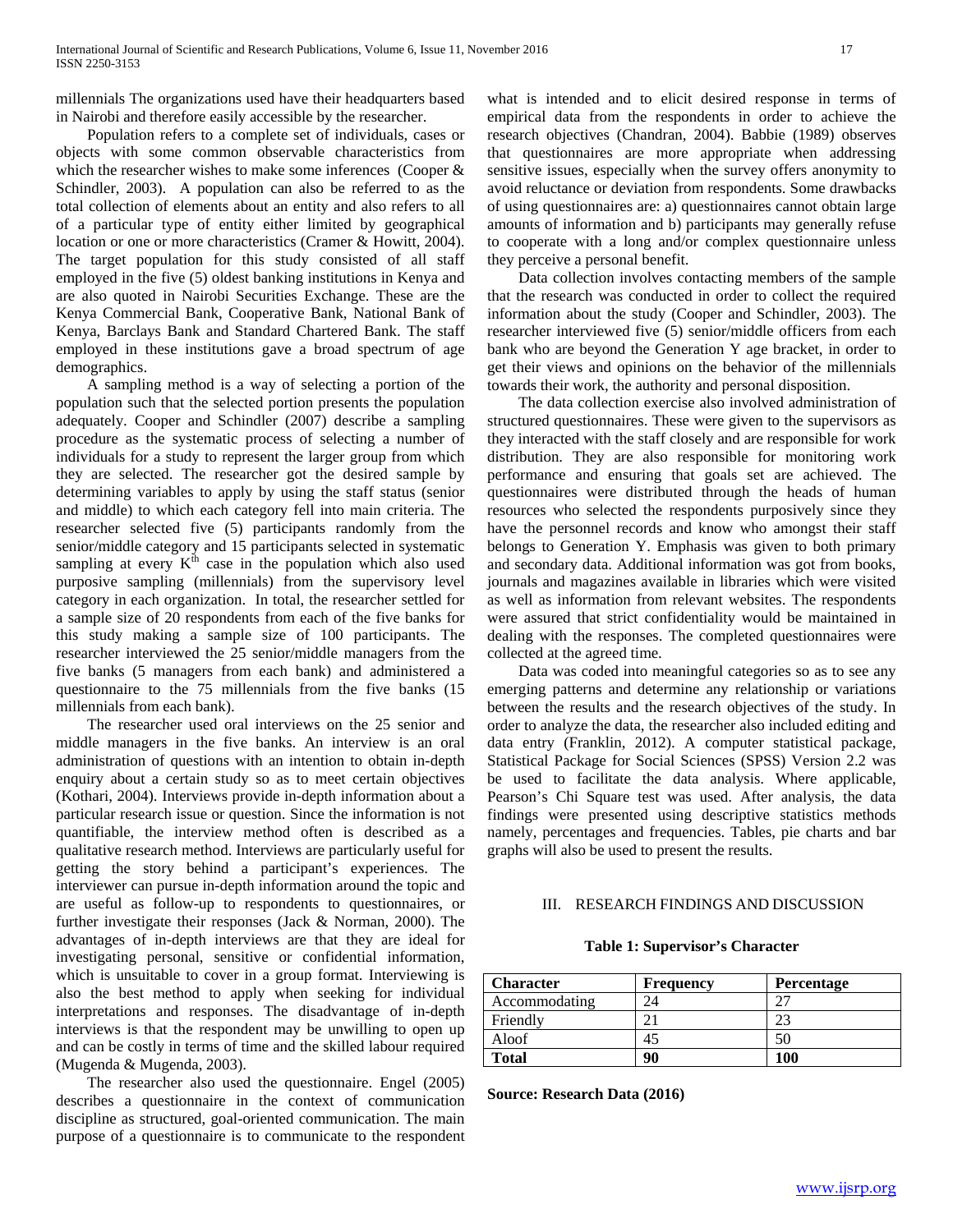millennials The organizations used have their headquarters based in Nairobi and therefore easily accessible by the researcher.

Population refers to a complete set of individuals, cases or objects with some common observable characteristics from which the researcher wishes to make some inferences (Cooper & Schindler, 2003). A population can also be referred to as the total collection of elements about an entity and also refers to all of a particular type of entity either limited by geographical location or one or more characteristics (Cramer & Howitt, 2004). The target population for this study consisted of all staff employed in the five (5) oldest banking institutions in Kenya and are also quoted in Nairobi Securities Exchange. These are the Kenya Commercial Bank, Cooperative Bank, National Bank of Kenya, Barclays Bank and Standard Chartered Bank. The staff employed in these institutions gave a broad spectrum of age demographics.

A sampling method is a way of selecting a portion of the population such that the selected portion presents the population adequately. Cooper and Schindler (2007) describe a sampling procedure as the systematic process of selecting a number of individuals for a study to represent the larger group from which they are selected. The researcher got the desired sample by determining variables to apply by using the staff status (senior and middle) to which each category fell into main criteria. The researcher selected five (5) participants randomly from the senior/middle category and 15 participants selected in systematic sampling at every $K^{th}$ case in the population which also used purposive sampling (millennials) from the supervisory level category in each organization. In total, the researcher settled for a sample size of 20 respondents from each of the five banks for this study making a sample size of 100 participants. The researcher interviewed the 25 senior/middle managers from the five banks (5 managers from each bank) and administered a questionnaire to the 75 millennials from the five banks (15 millennials from each bank).

The researcher used oral interviews on the 25 senior and middle managers in the five banks. An interview is an oral administration of questions with an intention to obtain in-depth enquiry about a certain study so as to meet certain objectives (Kothari, 2004). Interviews provide in-depth information about a particular research issue or question. Since the information is not quantifiable, the interview method often is described as a qualitative research method. Interviews are particularly useful for getting the story behind a participant's experiences. The interviewer can pursue in-depth information around the topic and are useful as follow-up to respondents to questionnaires, or further investigate their responses (Jack & Norman, 2000). The advantages of in-depth interviews are that they are ideal for investigating personal, sensitive or confidential information, which is unsuitable to cover in a group format. Interviewing is also the best method to apply when seeking for individual interpretations and responses. The disadvantage of in-depth interviews is that the respondent may be unwilling to open up and can be costly in terms of time and the skilled labour required (Mugenda & Mugenda, 2003).

The researcher also used the questionnaire. Engel (2005) describes a questionnaire in the context of communication discipline as structured, goal-oriented communication. The main purpose of a questionnaire is to communicate to the respondent what is intended and to elicit desired response in terms of empirical data from the respondents in order to achieve the research objectives (Chandran, 2004). Babbie (1989) observes that questionnaires are more appropriate when addressing sensitive issues, especially when the survey offers anonymity to avoid reluctance or deviation from respondents. Some drawbacks of using questionnaires are: a) questionnaires cannot obtain large amounts of information and b) participants may generally refuse to cooperate with a long and/or complex questionnaire unless they perceive a personal benefit.

Data collection involves contacting members of the sample that the research was conducted in order to collect the required information about the study (Cooper and Schindler, 2003). The researcher interviewed five (5) senior/middle officers from each bank who are beyond the Generation Y age bracket, in order to get their views and opinions on the behavior of the millennials towards their work, the authority and personal disposition.

The data collection exercise also involved administration of structured questionnaires. These were given to the supervisors as they interacted with the staff closely and are responsible for work distribution. They are also responsible for monitoring work performance and ensuring that goals set are achieved. The questionnaires were distributed through the heads of human resources who selected the respondents purposively since they have the personnel records and know who amongst their staff belongs to Generation Y. Emphasis was given to both primary and secondary data. Additional information was got from books, journals and magazines available in libraries which were visited as well as information from relevant websites. The respondents were assured that strict confidentiality would be maintained in dealing with the responses. The completed questionnaires were collected at the agreed time.

Data was coded into meaningful categories so as to see any emerging patterns and determine any relationship or variations between the results and the research objectives of the study. In order to analyze the data, the researcher also included editing and data entry (Franklin, 2012). A computer statistical package, Statistical Package for Social Sciences (SPSS) Version 2.2 was be used to facilitate the data analysis. Where applicable, Pearson's Chi Square test was used. After analysis, the data findings were presented using descriptive statistics methods namely, percentages and frequencies. Tables, pie charts and bar graphs will also be used to present the results.

## III. RESEARCH FINDINGS AND DISCUSSION

**Table 1: Supervisor's Character**

| Character | Frequency | Percentage |
|---|---|---|
| Accommodating | 24 | 27 |
| Friendly | 21 | 23 |
| Aloof | 45 | 50 |
| **Total** | **90** | **100** |

**Source: Research Data (2016)**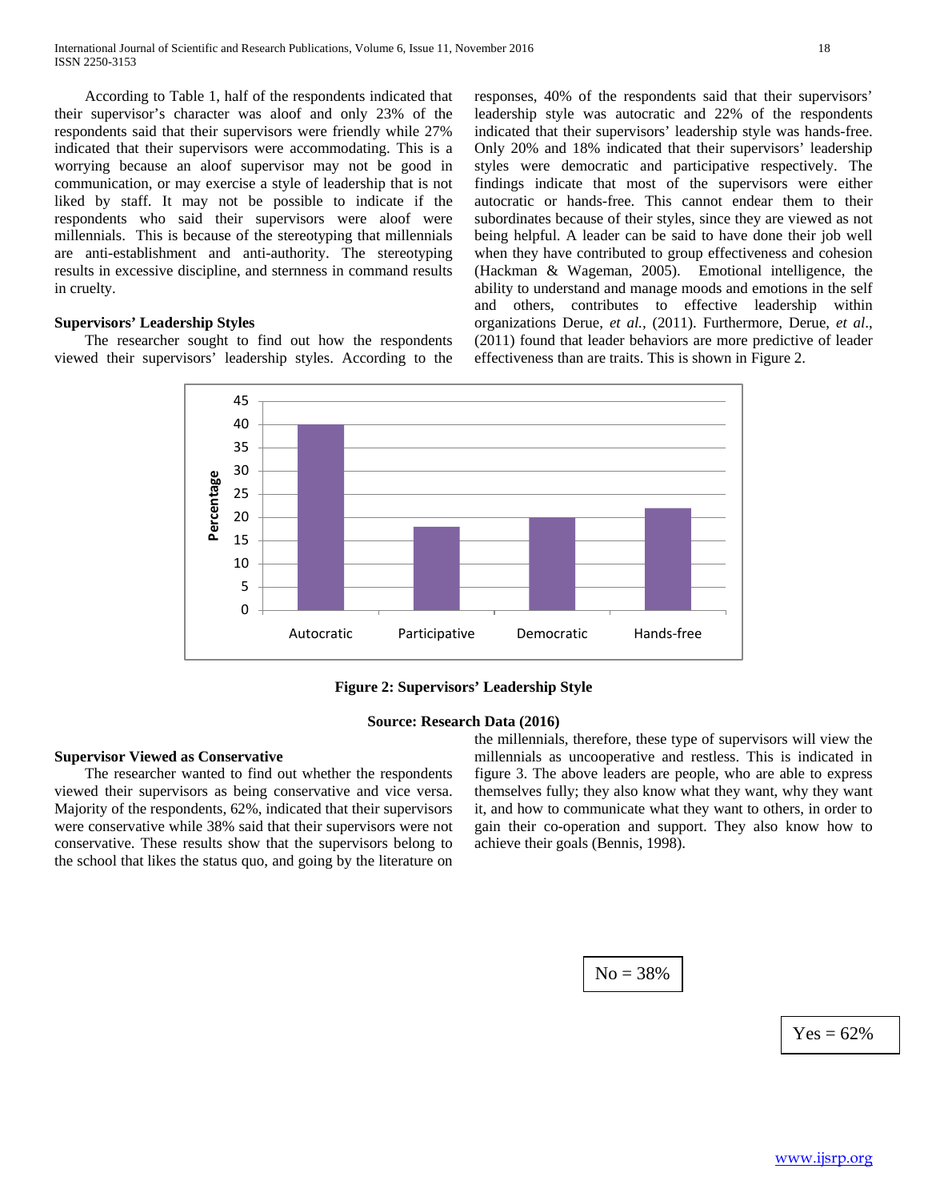According to Table 1, half of the respondents indicated that their supervisor's character was aloof and only 23% of the respondents said that their supervisors were friendly while 27% indicated that their supervisors were accommodating. This is a worrying because an aloof supervisor may not be good in communication, or may exercise a style of leadership that is not liked by staff. It may not be possible to indicate if the respondents who said their supervisors were aloof were millennials. This is because of the stereotyping that millennials are anti-establishment and anti-authority. The stereotyping results in excessive discipline, and sternness in command results in cruelty.

**Supervisors' Leadership Styles**

The researcher sought to find out how the respondents viewed their supervisors' leadership styles. According to the responses, 40% of the respondents said that their supervisors' leadership style was autocratic and 22% of the respondents indicated that their supervisors' leadership style was hands-free. Only 20% and 18% indicated that their supervisors' leadership styles were democratic and participative respectively. The findings indicate that most of the supervisors were either autocratic or hands-free. This cannot endear them to their subordinates because of their styles, since they are viewed as not being helpful. A leader can be said to have done their job well when they have contributed to group effectiveness and cohesion (Hackman & Wageman, 2005). Emotional intelligence, the ability to understand and manage moods and emotions in the self and others, contributes to effective leadership within organizations Derue, *et al.,* (2011). Furthermore, Derue, *et al*., (2011) found that leader behaviors are more predictive of leader effectiveness than are traits. This is shown in Figure 2.

| Leadership Style | Percentage |
|---|---|
| Autocratic | 40 |
| Participative | 18 |
| Democratic | 20 |
| Hands-free | 22 |

**Figure 2: Supervisors' Leadership Style**

**Source: Research Data (2016)**

**Supervisor Viewed as Conservative**

The researcher wanted to find out whether the respondents viewed their supervisors as being conservative and vice versa. Majority of the respondents, 62%, indicated that their supervisors were conservative while 38% said that their supervisors were not conservative. These results show that the supervisors belong to the school that likes the status quo, and going by the literature on the millennials, therefore, these type of supervisors will view the millennials as uncooperative and restless. This is indicated in figure 3. The above leaders are people, who are able to express themselves fully; they also know what they want, why they want it, and how to communicate what they want to others, in order to gain their co-operation and support. They also know how to achieve their goals (Bennis, 1998).

No = 38%

Yes = 62%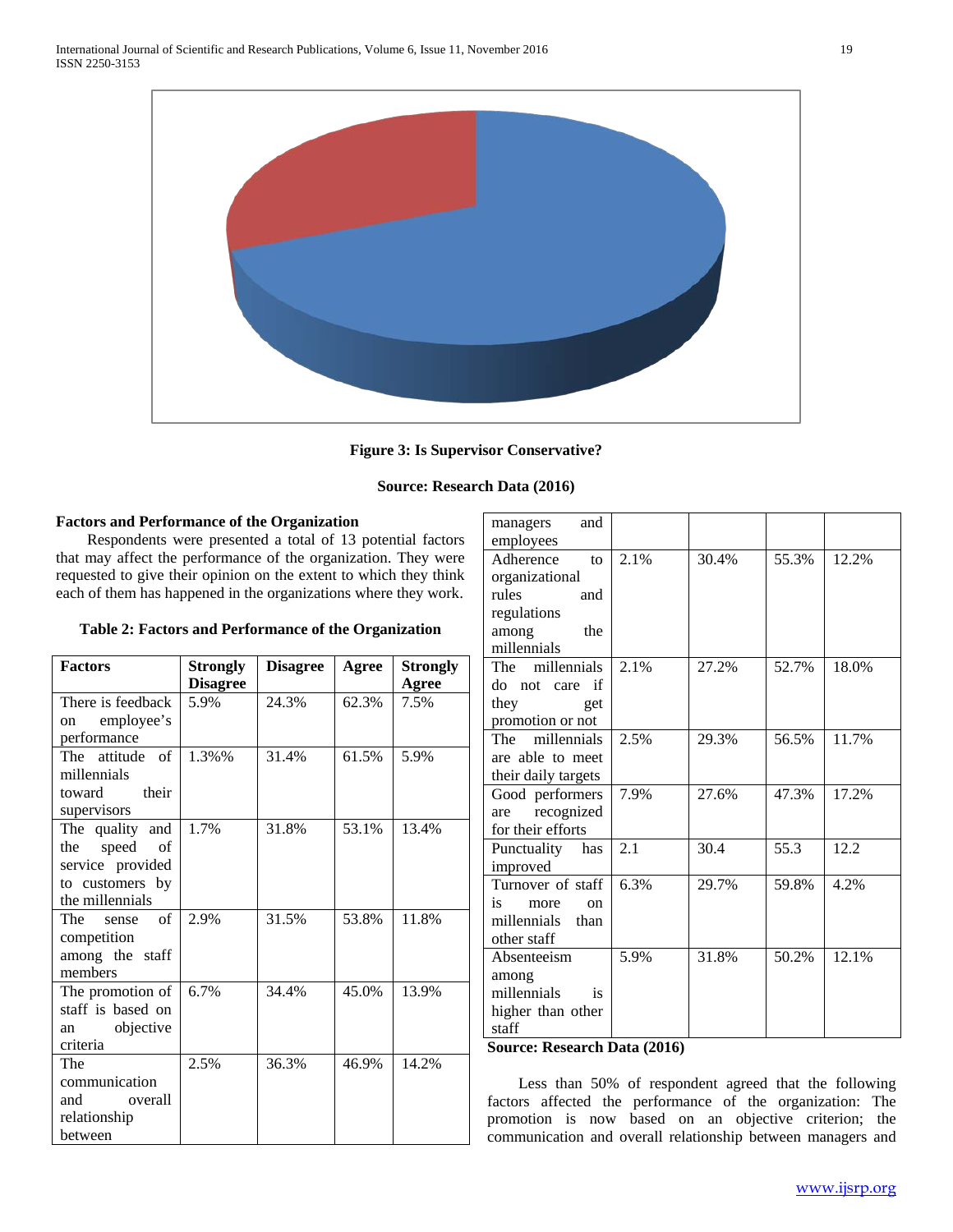**Figure 3: Is Supervisor Conservative?**

**Source: Research Data (2016)**

**Factors and Performance of the Organization**

Respondents were presented a total of 13 potential factors that may affect the performance of the organization. They were requested to give their opinion on the extent to which they think each of them has happened in the organizations where they work.

**Table 2: Factors and Performance of the Organization**

| Factors | Strongly Disagree | Disagree | Agree | Strongly Agree |
|---|---|---|---|---|
| There is feedback on employee's performance | 5.9% | 24.3% | 62.3% | 7.5% |
| The attitude of millennials toward their supervisors | 1.3%% | 31.4% | 61.5% | 5.9% |
| The quality and the speed of service provided to customers by the millennials | 1.7% | 31.8% | 53.1% | 13.4% |
| The sense of competition among the staff members | 2.9% | 31.5% | 53.8% | 11.8% |
| The promotion of staff is based on an objective criteria | 6.7% | 34.4% | 45.0% | 13.9% |
| The communication and overall relationship between managers and employees | 2.5% | 36.3% | 46.9% | 14.2% |
| Adherence to organizational rules and regulations among the millennials | 2.1% | 30.4% | 55.3% | 12.2% |
| The millennials do not care if they get promotion or not | 2.1% | 27.2% | 52.7% | 18.0% |
| The millennials are able to meet their daily targets | 2.5% | 29.3% | 56.5% | 11.7% |
| Good performers are recognized for their efforts | 7.9% | 27.6% | 47.3% | 17.2% |
| Punctuality has improved | 2.1 | 30.4 | 55.3 | 12.2 |
| Turnover of staff is more on millennials than other staff | 6.3% | 29.7% | 59.8% | 4.2% |
| Absenteeism among millennials is higher than other staff | 5.9% | 31.8% | 50.2% | 12.1% |

**Source: Research Data (2016)**

Less than 50% of respondent agreed that the following factors affected the performance of the organization: The promotion is now based on an objective criterion; the communication and overall relationship between managers and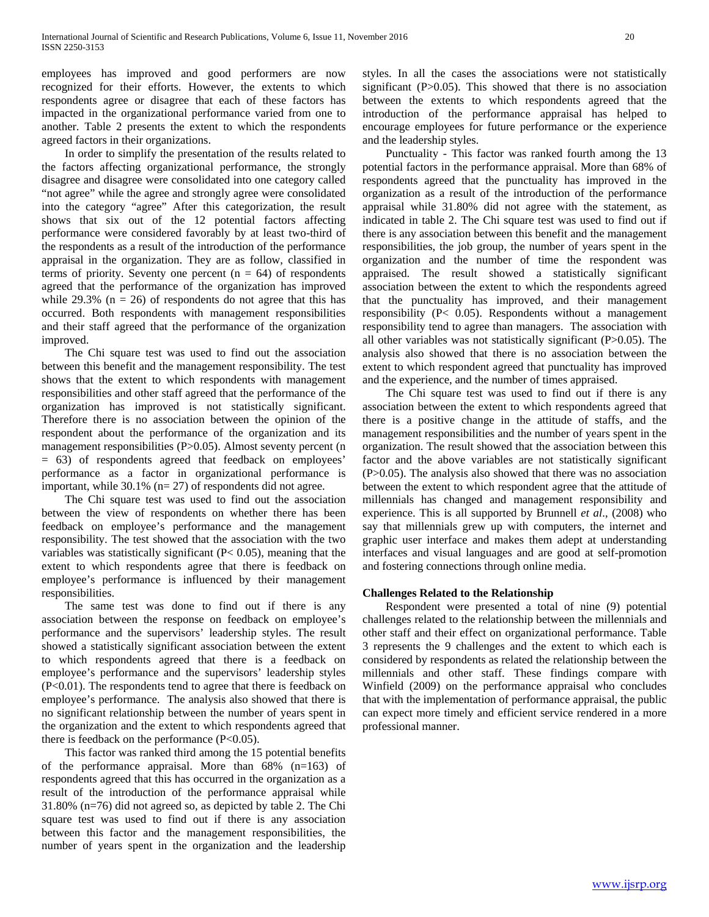employees has improved and good performers are now recognized for their efforts. However, the extents to which respondents agree or disagree that each of these factors has impacted in the organizational performance varied from one to another. Table 2 presents the extent to which the respondents agreed factors in their organizations.

In order to simplify the presentation of the results related to the factors affecting organizational performance, the strongly disagree and disagree were consolidated into one category called "not agree" while the agree and strongly agree were consolidated into the category "agree" After this categorization, the result shows that six out of the 12 potential factors affecting performance were considered favorably by at least two-third of the respondents as a result of the introduction of the performance appraisal in the organization. They are as follow, classified in terms of priority. Seventy one percent (n = 64) of respondents agreed that the performance of the organization has improved while 29.3% (n = 26) of respondents do not agree that this has occurred. Both respondents with management responsibilities and their staff agreed that the performance of the organization improved.

The Chi square test was used to find out the association between this benefit and the management responsibility. The test shows that the extent to which respondents with management responsibilities and other staff agreed that the performance of the organization has improved is not statistically significant. Therefore there is no association between the opinion of the respondent about the performance of the organization and its management responsibilities (P>0.05). Almost seventy percent (n = 63) of respondents agreed that feedback on employees' performance as a factor in organizational performance is important, while 30.1% (n= 27) of respondents did not agree.

The Chi square test was used to find out the association between the view of respondents on whether there has been feedback on employee's performance and the management responsibility. The test showed that the association with the two variables was statistically significant (P< 0.05), meaning that the extent to which respondents agree that there is feedback on employee's performance is influenced by their management responsibilities.

The same test was done to find out if there is any association between the response on feedback on employee's performance and the supervisors' leadership styles. The result showed a statistically significant association between the extent to which respondents agreed that there is a feedback on employee's performance and the supervisors' leadership styles (P<0.01). The respondents tend to agree that there is feedback on employee's performance. The analysis also showed that there is no significant relationship between the number of years spent in the organization and the extent to which respondents agreed that there is feedback on the performance (P<0.05).

This factor was ranked third among the 15 potential benefits of the performance appraisal. More than 68% (n=163) of respondents agreed that this has occurred in the organization as a result of the introduction of the performance appraisal while 31.80% (n=76) did not agreed so, as depicted by table 2. The Chi square test was used to find out if there is any association between this factor and the management responsibilities, the number of years spent in the organization and the leadership styles. In all the cases the associations were not statistically significant (P>0.05). This showed that there is no association between the extents to which respondents agreed that the introduction of the performance appraisal has helped to encourage employees for future performance or the experience and the leadership styles.

Punctuality - This factor was ranked fourth among the 13 potential factors in the performance appraisal. More than 68% of respondents agreed that the punctuality has improved in the organization as a result of the introduction of the performance appraisal while 31.80% did not agree with the statement, as indicated in table 2. The Chi square test was used to find out if there is any association between this benefit and the management responsibilities, the job group, the number of years spent in the organization and the number of time the respondent was appraised. The result showed a statistically significant association between the extent to which the respondents agreed that the punctuality has improved, and their management responsibility (P< 0.05). Respondents without a management responsibility tend to agree than managers. The association with all other variables was not statistically significant (P>0.05). The analysis also showed that there is no association between the extent to which respondent agreed that punctuality has improved and the experience, and the number of times appraised.

The Chi square test was used to find out if there is any association between the extent to which respondents agreed that there is a positive change in the attitude of staffs, and the management responsibilities and the number of years spent in the organization. The result showed that the association between this factor and the above variables are not statistically significant (P>0.05). The analysis also showed that there was no association between the extent to which respondent agree that the attitude of millennials has changed and management responsibility and experience. This is all supported by Brunnell *et al*., (2008) who say that millennials grew up with computers, the internet and graphic user interface and makes them adept at understanding interfaces and visual languages and are good at self-promotion and fostering connections through online media.

**Challenges Related to the Relationship**

Respondent were presented a total of nine (9) potential challenges related to the relationship between the millennials and other staff and their effect on organizational performance. Table 3 represents the 9 challenges and the extent to which each is considered by respondents as related the relationship between the millennials and other staff. These findings compare with Winfield (2009) on the performance appraisal who concludes that with the implementation of performance appraisal, the public can expect more timely and efficient service rendered in a more professional manner.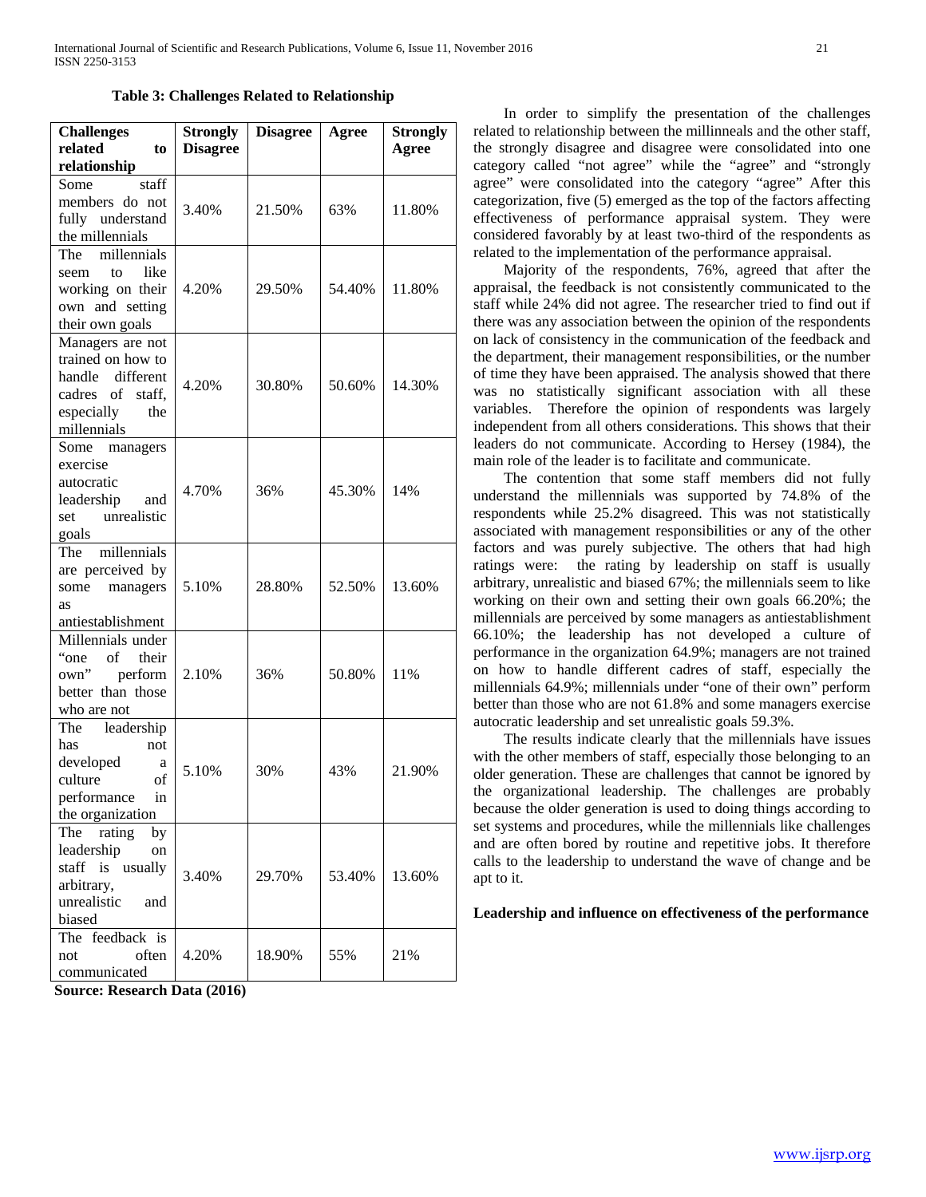**Table 3: Challenges Related to Relationship**

| Challenges related to relationship | Strongly Disagree | Disagree | Agree | Strongly Agree |
|---|---|---|---|---|
| Some staff members do not fully understand the millennials | 3.40% | 21.50% | 63% | 11.80% |
| The millennials seem to like working on their own and setting their own goals | 4.20% | 29.50% | 54.40% | 11.80% |
| Managers are not trained on how to handle different cadres of staff, especially the millennials | 4.20% | 30.80% | 50.60% | 14.30% |
| Some managers exercise autocratic leadership and set unrealistic goals | 4.70% | 36% | 45.30% | 14% |
| The millennials are perceived by some managers as antiestablishment | 5.10% | 28.80% | 52.50% | 13.60% |
| Millennials under "one of their own" perform better than those who are not | 2.10% | 36% | 50.80% | 11% |
| The leadership has not developed a culture of performance in the organization | 5.10% | 30% | 43% | 21.90% |
| The rating by leadership on staff is usually arbitrary, unrealistic and biased | 3.40% | 29.70% | 53.40% | 13.60% |
| The feedback is not often communicated | 4.20% | 18.90% | 55% | 21% |

**Source: Research Data (2016)**

In order to simplify the presentation of the challenges related to relationship between the millinneals and the other staff, the strongly disagree and disagree were consolidated into one category called "not agree" while the "agree" and "strongly agree" were consolidated into the category "agree" After this categorization, five (5) emerged as the top of the factors affecting effectiveness of performance appraisal system. They were considered favorably by at least two-third of the respondents as related to the implementation of the performance appraisal.

Majority of the respondents, 76%, agreed that after the appraisal, the feedback is not consistently communicated to the staff while 24% did not agree. The researcher tried to find out if there was any association between the opinion of the respondents on lack of consistency in the communication of the feedback and the department, their management responsibilities, or the number of time they have been appraised. The analysis showed that there was no statistically significant association with all these variables. Therefore the opinion of respondents was largely independent from all others considerations. This shows that their leaders do not communicate. According to Hersey (1984), the main role of the leader is to facilitate and communicate.

The contention that some staff members did not fully understand the millennials was supported by 74.8% of the respondents while 25.2% disagreed. This was not statistically associated with management responsibilities or any of the other factors and was purely subjective. The others that had high ratings were: the rating by leadership on staff is usually arbitrary, unrealistic and biased 67%; the millennials seem to like working on their own and setting their own goals 66.20%; the millennials are perceived by some managers as antiestablishment 66.10%; the leadership has not developed a culture of performance in the organization 64.9%; managers are not trained on how to handle different cadres of staff, especially the millennials 64.9%; millennials under "one of their own" perform better than those who are not 61.8% and some managers exercise autocratic leadership and set unrealistic goals 59.3%.

The results indicate clearly that the millennials have issues with the other members of staff, especially those belonging to an older generation. These are challenges that cannot be ignored by the organizational leadership. The challenges are probably because the older generation is used to doing things according to set systems and procedures, while the millennials like challenges and are often bored by routine and repetitive jobs. It therefore calls to the leadership to understand the wave of change and be apt to it.

**Leadership and influence on effectiveness of the performance**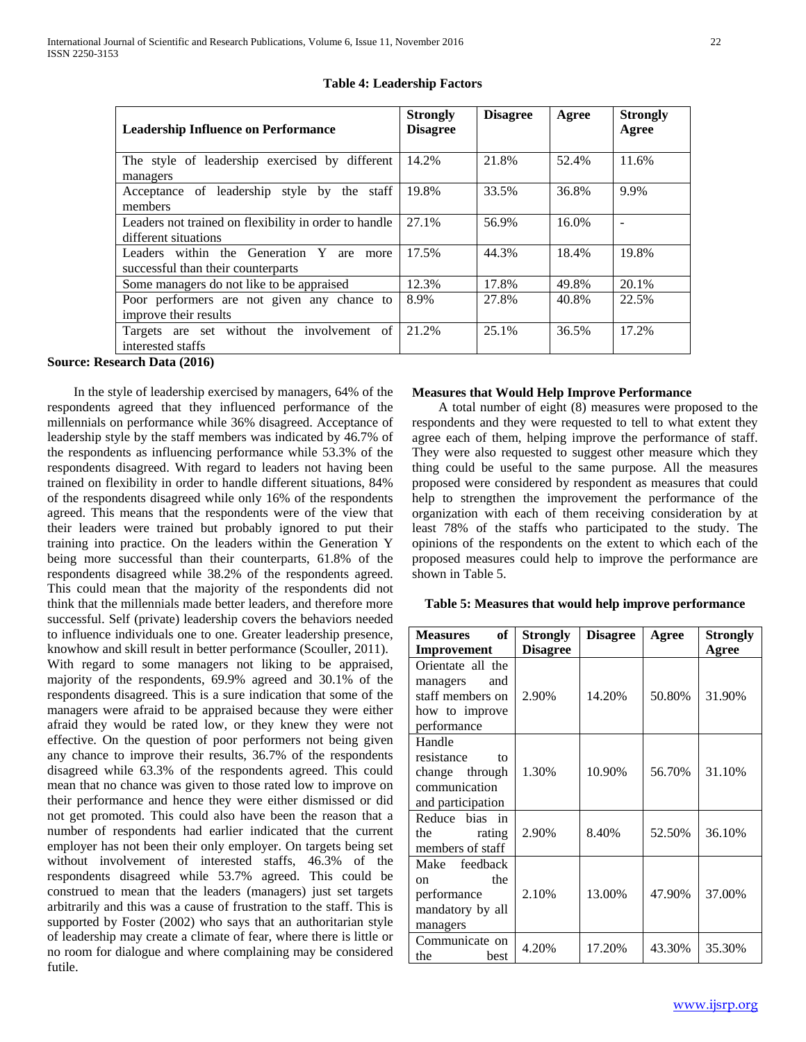**Table 4: Leadership Factors**

| Leadership Influence on Performance | Strongly Disagree | Disagree | Agree | Strongly Agree |
|---|---|---|---|---|
| The style of leadership exercised by different managers | 14.2% | 21.8% | 52.4% | 11.6% |
| Acceptance of leadership style by the staff members | 19.8% | 33.5% | 36.8% | 9.9% |
| Leaders not trained on flexibility in order to handle different situations | 27.1% | 56.9% | 16.0% | - |
| Leaders within the Generation Y are more successful than their counterparts | 17.5% | 44.3% | 18.4% | 19.8% |
| Some managers do not like to be appraised | 12.3% | 17.8% | 49.8% | 20.1% |
| Poor performers are not given any chance to improve their results | 8.9% | 27.8% | 40.8% | 22.5% |
| Targets are set without the involvement of interested staffs | 21.2% | 25.1% | 36.5% | 17.2% |

**Source: Research Data (2016)**

In the style of leadership exercised by managers, 64% of the respondents agreed that they influenced performance of the millennials on performance while 36% disagreed. Acceptance of leadership style by the staff members was indicated by 46.7% of the respondents as influencing performance while 53.3% of the respondents disagreed. With regard to leaders not having been trained on flexibility in order to handle different situations, 84% of the respondents disagreed while only 16% of the respondents agreed. This means that the respondents were of the view that their leaders were trained but probably ignored to put their training into practice. On the leaders within the Generation Y being more successful than their counterparts, 61.8% of the respondents disagreed while 38.2% of the respondents agreed. This could mean that the majority of the respondents did not think that the millennials made better leaders, and therefore more successful. Self (private) leadership covers the behaviors needed to influence individuals one to one. Greater leadership presence, knowhow and skill result in better performance (Scouller, 2011). With regard to some managers not liking to be appraised, majority of the respondents, 69.9% agreed and 30.1% of the respondents disagreed. This is a sure indication that some of the managers were afraid to be appraised because they were either afraid they would be rated low, or they knew they were not effective. On the question of poor performers not being given any chance to improve their results, 36.7% of the respondents disagreed while 63.3% of the respondents agreed. This could mean that no chance was given to those rated low to improve on their performance and hence they were either dismissed or did not get promoted. This could also have been the reason that a number of respondents had earlier indicated that the current employer has not been their only employer. On targets being set without involvement of interested staffs, 46.3% of the respondents disagreed while 53.7% agreed. This could be construed to mean that the leaders (managers) just set targets arbitrarily and this was a cause of frustration to the staff. This is supported by Foster (2002) who says that an authoritarian style of leadership may create a climate of fear, where there is little or no room for dialogue and where complaining may be considered futile.

**Measures that Would Help Improve Performance**

A total number of eight (8) measures were proposed to the respondents and they were requested to tell to what extent they agree each of them, helping improve the performance of staff. They were also requested to suggest other measure which they thing could be useful to the same purpose. All the measures proposed were considered by respondent as measures that could help to strengthen the improvement the performance of the organization with each of them receiving consideration by at least 78% of the staffs who participated to the study. The opinions of the respondents on the extent to which each of the proposed measures could help to improve the performance are shown in Table 5.

**Table 5: Measures that would help improve performance**

| Measures of Improvement | Strongly Disagree | Disagree | Agree | Strongly Agree |
|---|---|---|---|---|
| Orientate all the managers and staff members on how to improve performance | 2.90% | 14.20% | 50.80% | 31.90% |
| Handle resistance to change through communication and participation | 1.30% | 10.90% | 56.70% | 31.10% |
| Reduce bias in the rating members of staff | 2.90% | 8.40% | 52.50% | 36.10% |
| Make feedback on the performance mandatory by all managers | 2.10% | 13.00% | 47.90% | 37.00% |
| Communicate on the best | 4.20% | 17.20% | 43.30% | 35.30% |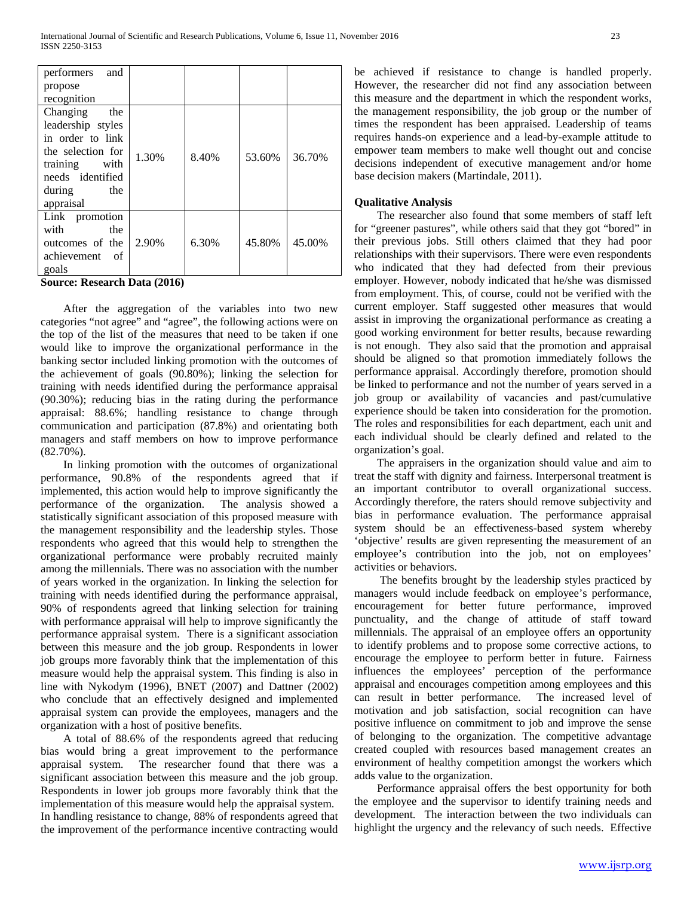| performers and propose recognition | | | | |
|---|---|---|---|---|
| Changing the leadership styles in order to link the selection for training with needs identified during the appraisal | 1.30% | 8.40% | 53.60% | 36.70% |
| Link promotion with the outcomes of the achievement of goals | 2.90% | 6.30% | 45.80% | 45.00% |

**Source: Research Data (2016)**

After the aggregation of the variables into two new categories "not agree" and "agree", the following actions were on the top of the list of the measures that need to be taken if one would like to improve the organizational performance in the banking sector included linking promotion with the outcomes of the achievement of goals (90.80%); linking the selection for training with needs identified during the performance appraisal (90.30%); reducing bias in the rating during the performance appraisal: 88.6%; handling resistance to change through communication and participation (87.8%) and orientating both managers and staff members on how to improve performance (82.70%).

In linking promotion with the outcomes of organizational performance, 90.8% of the respondents agreed that if implemented, this action would help to improve significantly the performance of the organization. The analysis showed a statistically significant association of this proposed measure with the management responsibility and the leadership styles. Those respondents who agreed that this would help to strengthen the organizational performance were probably recruited mainly among the millennials. There was no association with the number of years worked in the organization. In linking the selection for training with needs identified during the performance appraisal, 90% of respondents agreed that linking selection for training with performance appraisal will help to improve significantly the performance appraisal system. There is a significant association between this measure and the job group. Respondents in lower job groups more favorably think that the implementation of this measure would help the appraisal system. This finding is also in line with Nykodym (1996), BNET (2007) and Dattner (2002) who conclude that an effectively designed and implemented appraisal system can provide the employees, managers and the organization with a host of positive benefits.

A total of 88.6% of the respondents agreed that reducing bias would bring a great improvement to the performance appraisal system. The researcher found that there was a significant association between this measure and the job group. Respondents in lower job groups more favorably think that the implementation of this measure would help the appraisal system.
In handling resistance to change, 88% of respondents agreed that the improvement of the performance incentive contracting would be achieved if resistance to change is handled properly. However, the researcher did not find any association between this measure and the department in which the respondent works, the management responsibility, the job group or the number of times the respondent has been appraised. Leadership of teams requires hands-on experience and a lead-by-example attitude to empower team members to make well thought out and concise decisions independent of executive management and/or home base decision makers (Martindale, 2011).

**Qualitative Analysis**

The researcher also found that some members of staff left for "greener pastures", while others said that they got "bored" in their previous jobs. Still others claimed that they had poor relationships with their supervisors. There were even respondents who indicated that they had defected from their previous employer. However, nobody indicated that he/she was dismissed from employment. This, of course, could not be verified with the current employer. Staff suggested other measures that would assist in improving the organizational performance as creating a good working environment for better results, because rewarding is not enough. They also said that the promotion and appraisal should be aligned so that promotion immediately follows the performance appraisal. Accordingly therefore, promotion should be linked to performance and not the number of years served in a job group or availability of vacancies and past/cumulative experience should be taken into consideration for the promotion. The roles and responsibilities for each department, each unit and each individual should be clearly defined and related to the organization's goal.

The appraisers in the organization should value and aim to treat the staff with dignity and fairness. Interpersonal treatment is an important contributor to overall organizational success. Accordingly therefore, the raters should remove subjectivity and bias in performance evaluation. The performance appraisal system should be an effectiveness-based system whereby 'objective' results are given representing the measurement of an employee's contribution into the job, not on employees' activities or behaviors.

The benefits brought by the leadership styles practiced by managers would include feedback on employee's performance, encouragement for better future performance, improved punctuality, and the change of attitude of staff toward millennials. The appraisal of an employee offers an opportunity to identify problems and to propose some corrective actions, to encourage the employee to perform better in future. Fairness influences the employees' perception of the performance appraisal and encourages competition among employees and this can result in better performance. The increased level of motivation and job satisfaction, social recognition can have positive influence on commitment to job and improve the sense of belonging to the organization. The competitive advantage created coupled with resources based management creates an environment of healthy competition amongst the workers which adds value to the organization.

Performance appraisal offers the best opportunity for both the employee and the supervisor to identify training needs and development. The interaction between the two individuals can highlight the urgency and the relevancy of such needs. Effective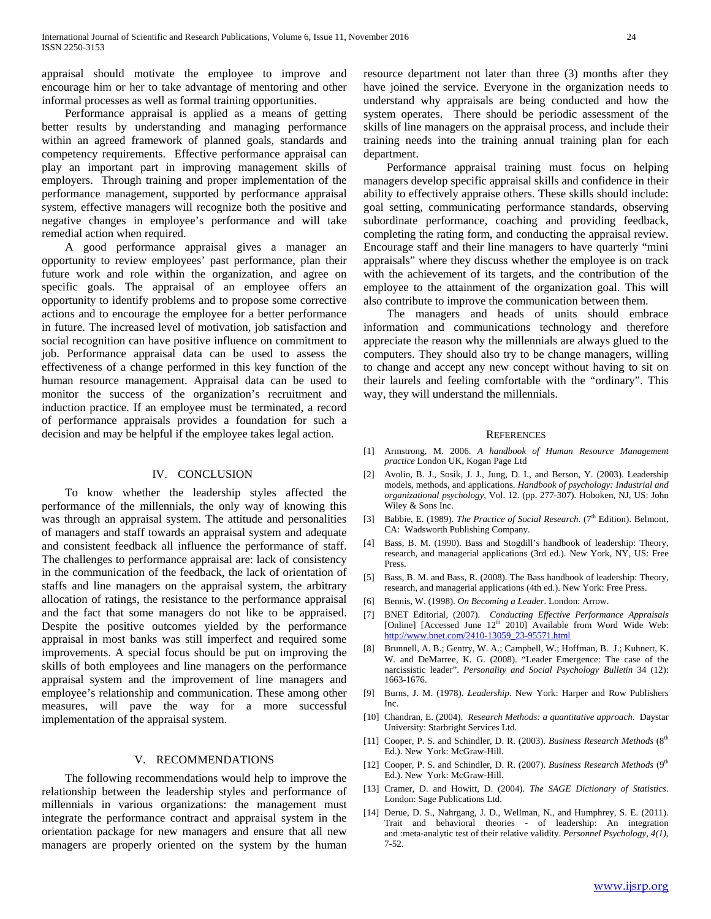appraisal should motivate the employee to improve and encourage him or her to take advantage of mentoring and other informal processes as well as formal training opportunities.

Performance appraisal is applied as a means of getting better results by understanding and managing performance within an agreed framework of planned goals, standards and competency requirements. Effective performance appraisal can play an important part in improving management skills of employers. Through training and proper implementation of the performance management, supported by performance appraisal system, effective managers will recognize both the positive and negative changes in employee's performance and will take remedial action when required.

A good performance appraisal gives a manager an opportunity to review employees' past performance, plan their future work and role within the organization, and agree on specific goals. The appraisal of an employee offers an opportunity to identify problems and to propose some corrective actions and to encourage the employee for a better performance in future. The increased level of motivation, job satisfaction and social recognition can have positive influence on commitment to job. Performance appraisal data can be used to assess the effectiveness of a change performed in this key function of the human resource management. Appraisal data can be used to monitor the success of the organization's recruitment and induction practice. If an employee must be terminated, a record of performance appraisals provides a foundation for such a decision and may be helpful if the employee takes legal action.

## IV. CONCLUSION

To know whether the leadership styles affected the performance of the millennials, the only way of knowing this was through an appraisal system. The attitude and personalities of managers and staff towards an appraisal system and adequate and consistent feedback all influence the performance of staff. The challenges to performance appraisal are: lack of consistency in the communication of the feedback, the lack of orientation of staffs and line managers on the appraisal system, the arbitrary allocation of ratings, the resistance to the performance appraisal and the fact that some managers do not like to be appraised. Despite the positive outcomes yielded by the performance appraisal in most banks was still imperfect and required some improvements. A special focus should be put on improving the skills of both employees and line managers on the performance appraisal system and the improvement of line managers and employee's relationship and communication. These among other measures, will pave the way for a more successful implementation of the appraisal system.

## V. RECOMMENDATIONS

The following recommendations would help to improve the relationship between the leadership styles and performance of millennials in various organizations: the management must integrate the performance contract and appraisal system in the orientation package for new managers and ensure that all new managers are properly oriented on the system by the human resource department not later than three (3) months after they have joined the service. Everyone in the organization needs to understand why appraisals are being conducted and how the system operates. There should be periodic assessment of the skills of line managers on the appraisal process, and include their training needs into the training annual training plan for each department.

Performance appraisal training must focus on helping managers develop specific appraisal skills and confidence in their ability to effectively appraise others. These skills should include: goal setting, communicating performance standards, observing subordinate performance, coaching and providing feedback, completing the rating form, and conducting the appraisal review. Encourage staff and their line managers to have quarterly "mini appraisals" where they discuss whether the employee is on track with the achievement of its targets, and the contribution of the employee to the attainment of the organization goal. This will also contribute to improve the communication between them.

The managers and heads of units should embrace information and communications technology and therefore appreciate the reason why the millennials are always glued to the computers. They should also try to be change managers, willing to change and accept any new concept without having to sit on their laurels and feeling comfortable with the "ordinary". This way, they will understand the millennials.

## REFERENCES

[1] Armstrong, M. 2006. *A handbook of Human Resource Management practice* London UK, Kogan Page Ltd

[2] Avolio, B. J., Sosik, J. J., Jung, D. I., and Berson, Y. (2003). Leadership models, methods, and applications. *Handbook of psychology: Industrial and organizational psychology*, Vol. 12. (pp. 277-307). Hoboken, NJ, US: John Wiley & Sons Inc.

[3] Babbie, E. (1989). *The Practice of Social Research*. (7th Edition). Belmont, CA: Wadsworth Publishing Company.

[4] Bass, B. M. (1990). Bass and Stogdill's handbook of leadership: Theory, research, and managerial applications (3rd ed.). New York, NY, US: Free Press.

[5] Bass, B. M. and Bass, R. (2008). The Bass handbook of leadership: Theory, research, and managerial applications (4th ed.). New York: Free Press.

[6] Bennis, W. (1998). *On Becoming a Leader*. London: Arrow.

[7] BNET Editorial, (2007). *Conducting Effective Performance Appraisals* [Online] [Accessed June 12th 2010] Available from Word Wide Web: http://www.bnet.com/2410-13059_23-95571.html

[8] Brunnell, A. B.; Gentry, W. A.; Campbell, W.; Hoffman, B. J.; Kuhnert, K. W. and DeMarree, K. G. (2008). "Leader Emergence: The case of the narcissistic leader". *Personality and Social Psychology Bulletin* 34 (12): 1663-1676.

[9] Burns, J. M. (1978). *Leadership*. New York: Harper and Row Publishers Inc.

[10] Chandran, E. (2004). *Research Methods: a quantitative approach*. Daystar University: Starbright Services Ltd.

[11] Cooper, P. S. and Schindler, D. R. (2003). *Business Research Methods* (8th Ed.). New York: McGraw-Hill.

[12] Cooper, P. S. and Schindler, D. R. (2007). *Business Research Methods* (9th Ed.). New York: McGraw-Hill.

[13] Cramer, D. and Howitt, D. (2004). *The SAGE Dictionary of Statistics*. London: Sage Publications Ltd.

[14] Derue, D. S., Nahrgang, J. D., Wellman, N., and Humphrey, S. E. (2011). Trait and behavioral theories - of leadership: An integration and :meta-analytic test of their relative validity. *Personnel Psychology, 4(1)*, 7-52.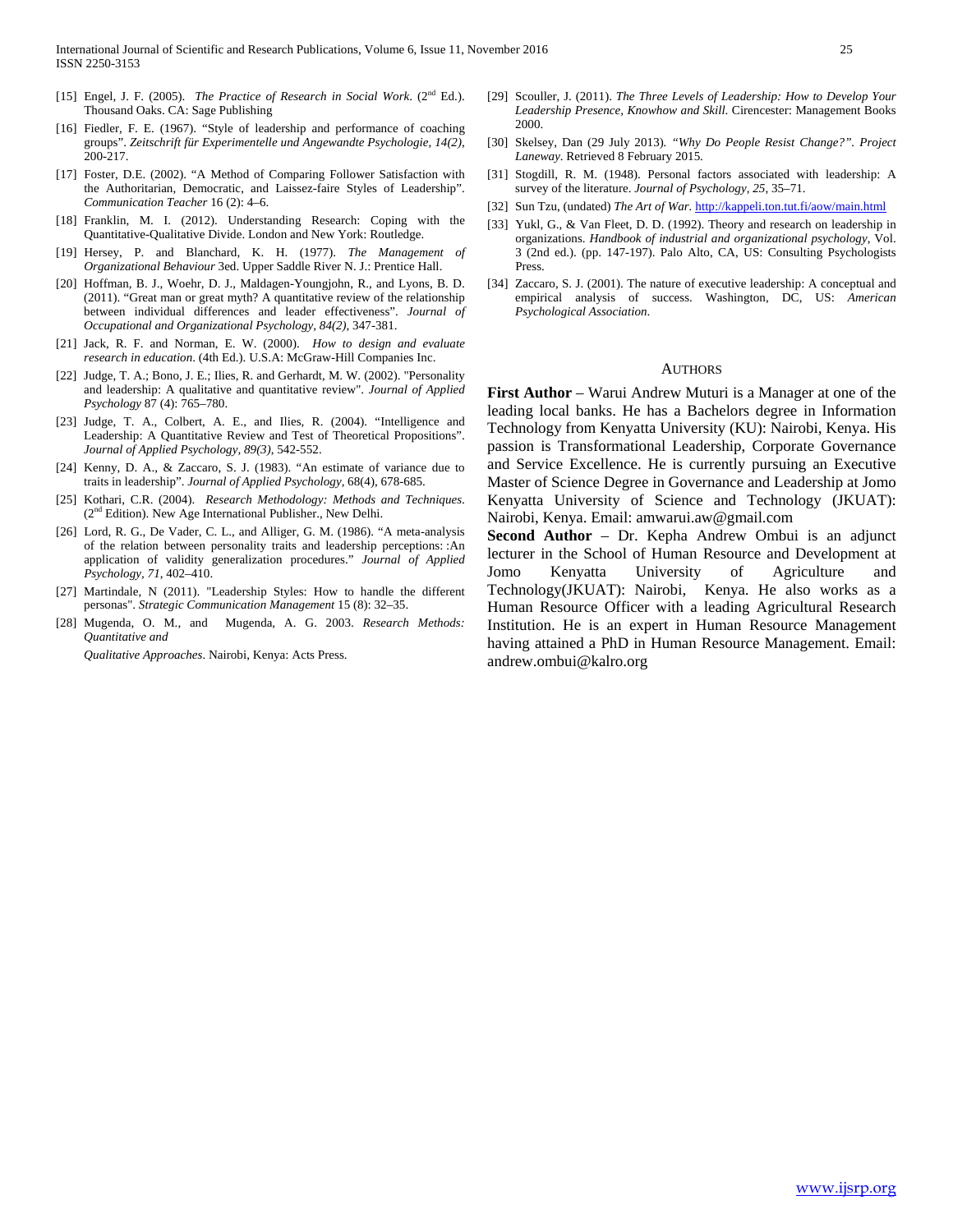[15] Engel, J. F. (2005). *The Practice of Research in Social Work*. (2nd Ed.). Thousand Oaks. CA: Sage Publishing

[16] Fiedler, F. E. (1967). "Style of leadership and performance of coaching groups". *Zeitschrift für Experimentelle und Angewandte Psychologie, 14(2),* 200-217.

[17] Foster, D.E. (2002). "A Method of Comparing Follower Satisfaction with the Authoritarian, Democratic, and Laissez-faire Styles of Leadership". *Communication Teacher* 16 (2): 4–6.

[18] Franklin, M. I. (2012). Understanding Research: Coping with the Quantitative-Qualitative Divide. London and New York: Routledge.

[19] Hersey, P. and Blanchard, K. H. (1977). *The Management of Organizational Behaviour* 3ed. Upper Saddle River N. J.: Prentice Hall.

[20] Hoffman, B. J., Woehr, D. J., Maldagen-Youngjohn, R., and Lyons, B. D. (2011). "Great man or great myth? A quantitative review of the relationship between individual differences and leader effectiveness". *Journal of Occupational and Organizational Psychology, 84(2),* 347-381.

[21] Jack, R. F. and Norman, E. W. (2000). *How to design and evaluate research in education*. (4th Ed.). U.S.A: McGraw-Hill Companies Inc.

[22] Judge, T. A.; Bono, J. E.; Ilies, R. and Gerhardt, M. W. (2002). "Personality and leadership: A qualitative and quantitative review". *Journal of Applied Psychology* 87 (4): 765–780.

[23] Judge, T. A., Colbert, A. E., and Ilies, R. (2004). "Intelligence and Leadership: A Quantitative Review and Test of Theoretical Propositions". *Journal of Applied Psychology, 89(3),* 542-552.

[24] Kenny, D. A., & Zaccaro, S. J. (1983). "An estimate of variance due to traits in leadership". *Journal of Applied Psychology*, 68(4), 678-685.

[25] Kothari, C.R. (2004). *Research Methodology: Methods and Techniques*. (2nd Edition). New Age International Publisher., New Delhi.

[26] Lord, R. G., De Vader, C. L., and Alliger, G. M. (1986). "A meta-analysis of the relation between personality traits and leadership perceptions: :An application of validity generalization procedures." *Journal of Applied Psychology, 71,* 402–410.

[27] Martindale, N (2011). "Leadership Styles: How to handle the different personas". *Strategic Communication Management* 15 (8): 32–35.

[28] Mugenda, O. M., and Mugenda, A. G. 2003. *Research Methods: Quantitative and Qualitative Approaches*. Nairobi, Kenya: Acts Press.

[29] Scouller, J. (2011). *The Three Levels of Leadership: How to Develop Your Leadership Presence, Knowhow and Skill*. Cirencester: Management Books 2000.

[30] Skelsey, Dan (29 July 2013). *"Why Do People Resist Change?". Project Laneway*. Retrieved 8 February 2015.

[31] Stogdill, R. M. (1948). Personal factors associated with leadership: A survey of the literature. *Journal of Psychology, 25,* 35–71.

[32] Sun Tzu, (undated) *The Art of War*. http://kappeli.ton.tut.fi/aow/main.html

[33] Yukl, G., & Van Fleet, D. D. (1992). Theory and research on leadership in organizations. *Handbook of industrial and organizational psychology*, Vol. 3 (2nd ed.). (pp. 147-197). Palo Alto, CA, US: Consulting Psychologists Press.

[34] Zaccaro, S. J. (2001). The nature of executive leadership: A conceptual and empirical analysis of success. Washington, DC, US: *American Psychological Association.*

## Authors

**First Author** – Warui Andrew Muturi is a Manager at one of the leading local banks. He has a Bachelors degree in Information Technology from Kenyatta University (KU): Nairobi, Kenya. His passion is Transformational Leadership, Corporate Governance and Service Excellence. He is currently pursuing an Executive Master of Science Degree in Governance and Leadership at Jomo Kenyatta University of Science and Technology (JKUAT): Nairobi, Kenya. Email: amwarui.aw@gmail.com

**Second Author** – Dr. Kepha Andrew Ombui is an adjunct lecturer in the School of Human Resource and Development at Jomo Kenyatta University of Agriculture and Technology(JKUAT): Nairobi, Kenya. He also works as a Human Resource Officer with a leading Agricultural Research Institution. He is an expert in Human Resource Management having attained a PhD in Human Resource Management. Email: andrew.ombui@kalro.org